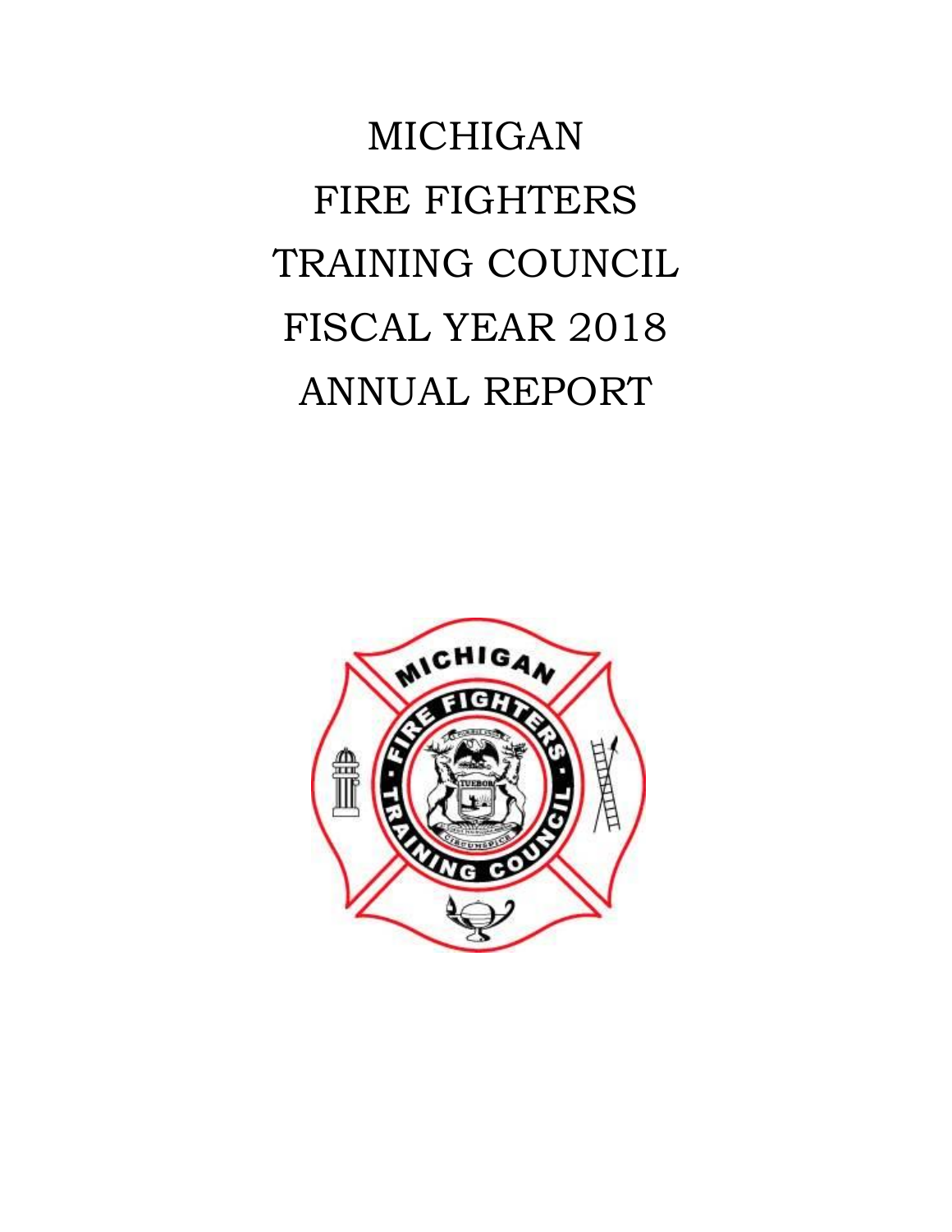# MICHIGAN FIRE FIGHTERS TRAINING COUNCIL FISCAL YEAR 2018 ANNUAL REPORT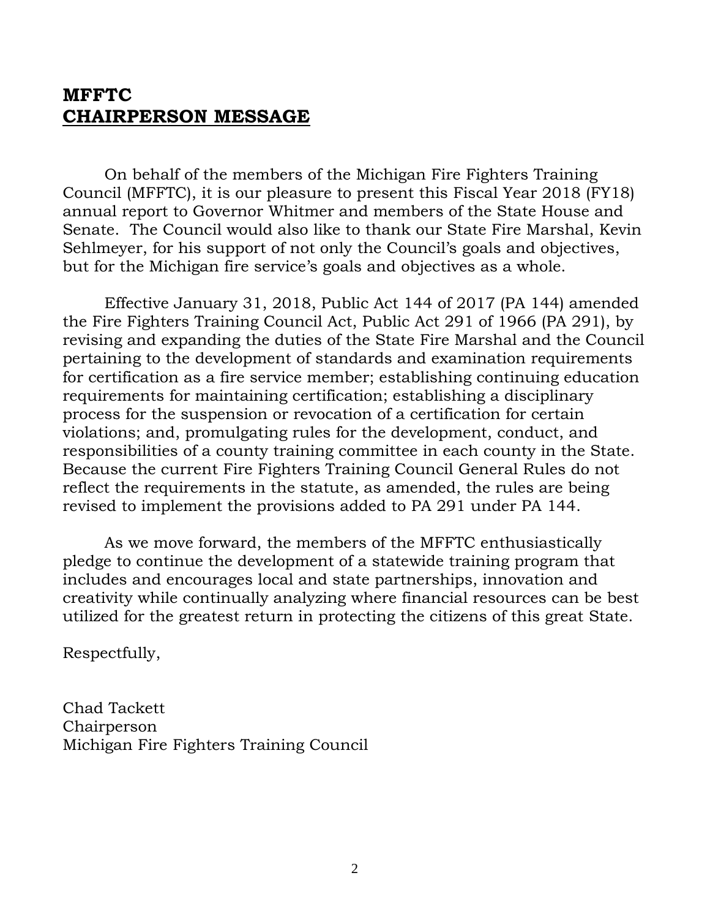## MFFTC
## CHAIRPERSON MESSAGE

On behalf of the members of the Michigan Fire Fighters Training Council (MFFTC), it is our pleasure to present this Fiscal Year 2018 (FY18) annual report to Governor Whitmer and members of the State House and Senate. The Council would also like to thank our State Fire Marshal, Kevin Sehlmeyer, for his support of not only the Council's goals and objectives, but for the Michigan fire service's goals and objectives as a whole.

Effective January 31, 2018, Public Act 144 of 2017 (PA 144) amended the Fire Fighters Training Council Act, Public Act 291 of 1966 (PA 291), by revising and expanding the duties of the State Fire Marshal and the Council pertaining to the development of standards and examination requirements for certification as a fire service member; establishing continuing education requirements for maintaining certification; establishing a disciplinary process for the suspension or revocation of a certification for certain violations; and, promulgating rules for the development, conduct, and responsibilities of a county training committee in each county in the State. Because the current Fire Fighters Training Council General Rules do not reflect the requirements in the statute, as amended, the rules are being revised to implement the provisions added to PA 291 under PA 144.

As we move forward, the members of the MFFTC enthusiastically pledge to continue the development of a statewide training program that includes and encourages local and state partnerships, innovation and creativity while continually analyzing where financial resources can be best utilized for the greatest return in protecting the citizens of this great State.

Respectfully,

Chad Tackett
Chairperson
Michigan Fire Fighters Training Council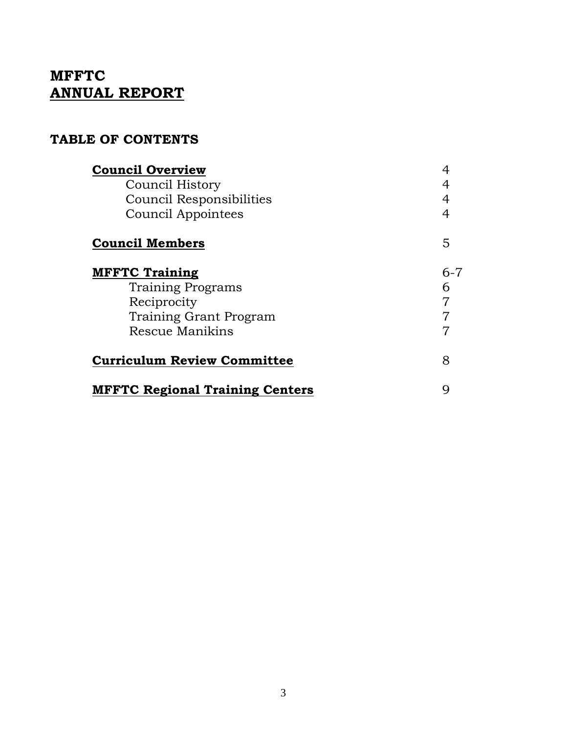# MFFTC
# ANNUAL REPORT

## TABLE OF CONTENTS

| | |
|---|---|
| **Council Overview** | 4 |
| Council History | 4 |
| Council Responsibilities | 4 |
| Council Appointees | 4 |
| **Council Members** | 5 |
| **MFFTC Training** | 6-7 |
| Training Programs | 6 |
| Reciprocity | 7 |
| Training Grant Program | 7 |
| Rescue Manikins | 7 |
| **Curriculum Review Committee** | 8 |
| **MFFTC Regional Training Centers** | 9 |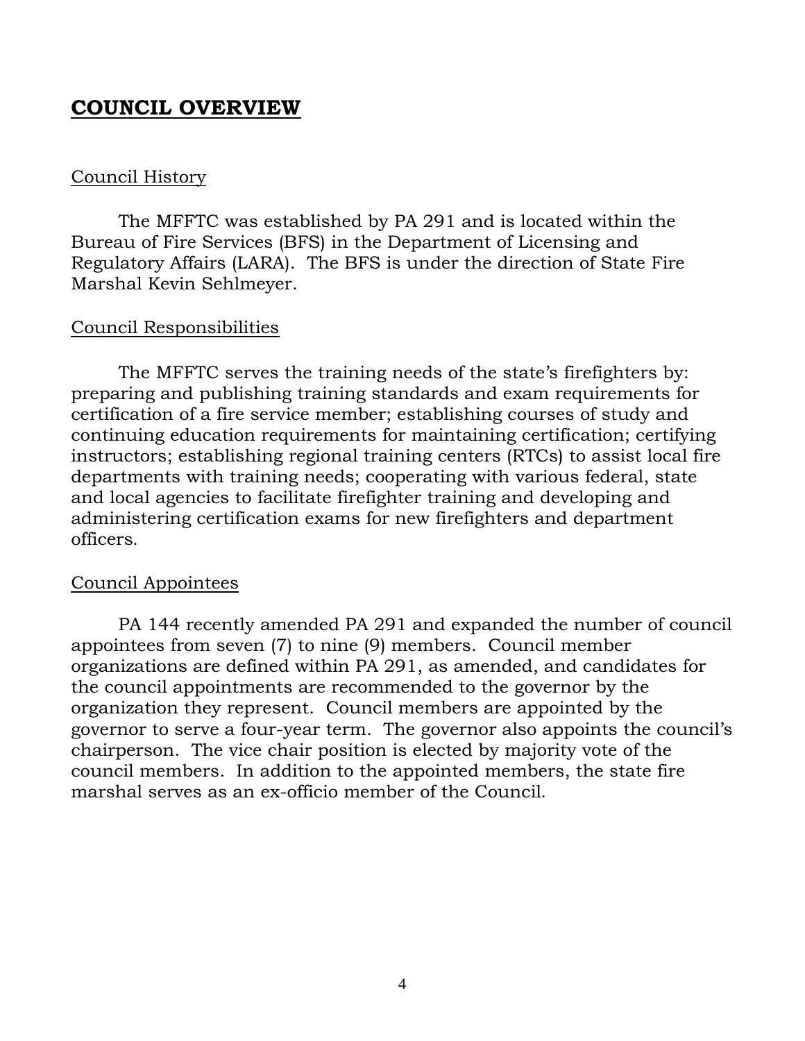# COUNCIL OVERVIEW

## Council History

The MFFTC was established by PA 291 and is located within the Bureau of Fire Services (BFS) in the Department of Licensing and Regulatory Affairs (LARA). The BFS is under the direction of State Fire Marshal Kevin Sehlmeyer.

## Council Responsibilities

The MFFTC serves the training needs of the state's firefighters by: preparing and publishing training standards and exam requirements for certification of a fire service member; establishing courses of study and continuing education requirements for maintaining certification; certifying instructors; establishing regional training centers (RTCs) to assist local fire departments with training needs; cooperating with various federal, state and local agencies to facilitate firefighter training and developing and administering certification exams for new firefighters and department officers.

## Council Appointees

PA 144 recently amended PA 291 and expanded the number of council appointees from seven (7) to nine (9) members. Council member organizations are defined within PA 291, as amended, and candidates for the council appointments are recommended to the governor by the organization they represent. Council members are appointed by the governor to serve a four-year term. The governor also appoints the council's chairperson. The vice chair position is elected by majority vote of the council members. In addition to the appointed members, the state fire marshal serves as an ex-officio member of the Council.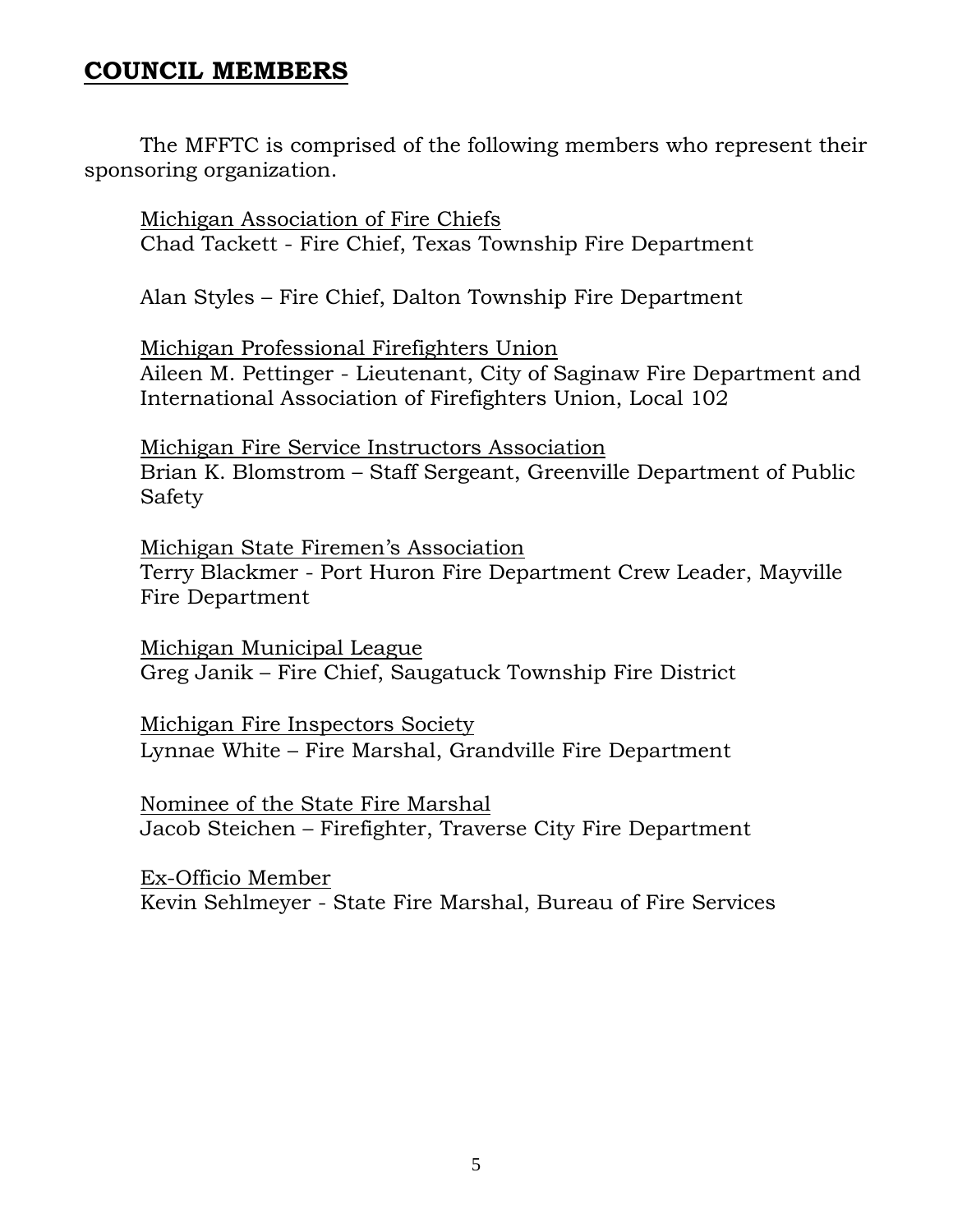## COUNCIL MEMBERS

The MFFTC is comprised of the following members who represent their sponsoring organization.

Michigan Association of Fire Chiefs
Chad Tackett - Fire Chief, Texas Township Fire Department

Alan Styles – Fire Chief, Dalton Township Fire Department

Michigan Professional Firefighters Union
Aileen M. Pettinger - Lieutenant, City of Saginaw Fire Department and International Association of Firefighters Union, Local 102

Michigan Fire Service Instructors Association
Brian K. Blomstrom – Staff Sergeant, Greenville Department of Public Safety

Michigan State Firemen's Association
Terry Blackmer - Port Huron Fire Department Crew Leader, Mayville Fire Department

Michigan Municipal League
Greg Janik – Fire Chief, Saugatuck Township Fire District

Michigan Fire Inspectors Society
Lynnae White – Fire Marshal, Grandville Fire Department

Nominee of the State Fire Marshal
Jacob Steichen – Firefighter, Traverse City Fire Department

Ex-Officio Member
Kevin Sehlmeyer - State Fire Marshal, Bureau of Fire Services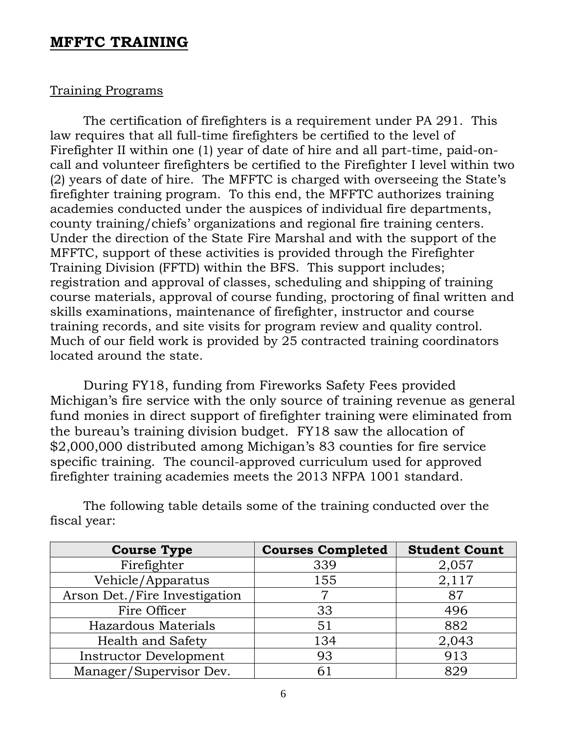## MFFTC TRAINING

Training Programs

The certification of firefighters is a requirement under PA 291. This law requires that all full-time firefighters be certified to the level of Firefighter II within one (1) year of date of hire and all part-time, paid-on-call and volunteer firefighters be certified to the Firefighter I level within two (2) years of date of hire. The MFFTC is charged with overseeing the State's firefighter training program. To this end, the MFFTC authorizes training academies conducted under the auspices of individual fire departments, county training/chiefs' organizations and regional fire training centers. Under the direction of the State Fire Marshal and with the support of the MFFTC, support of these activities is provided through the Firefighter Training Division (FFTD) within the BFS. This support includes; registration and approval of classes, scheduling and shipping of training course materials, approval of course funding, proctoring of final written and skills examinations, maintenance of firefighter, instructor and course training records, and site visits for program review and quality control. Much of our field work is provided by 25 contracted training coordinators located around the state.

During FY18, funding from Fireworks Safety Fees provided Michigan's fire service with the only source of training revenue as general fund monies in direct support of firefighter training were eliminated from the bureau's training division budget. FY18 saw the allocation of $2,000,000 distributed among Michigan's 83 counties for fire service specific training. The council-approved curriculum used for approved firefighter training academies meets the 2013 NFPA 1001 standard.

The following table details some of the training conducted over the fiscal year:

| Course Type | Courses Completed | Student Count |
|---|---|---|
| Firefighter | 339 | 2,057 |
| Vehicle/Apparatus | 155 | 2,117 |
| Arson Det./Fire Investigation | 7 | 87 |
| Fire Officer | 33 | 496 |
| Hazardous Materials | 51 | 882 |
| Health and Safety | 134 | 2,043 |
| Instructor Development | 93 | 913 |
| Manager/Supervisor Dev. | 61 | 829 |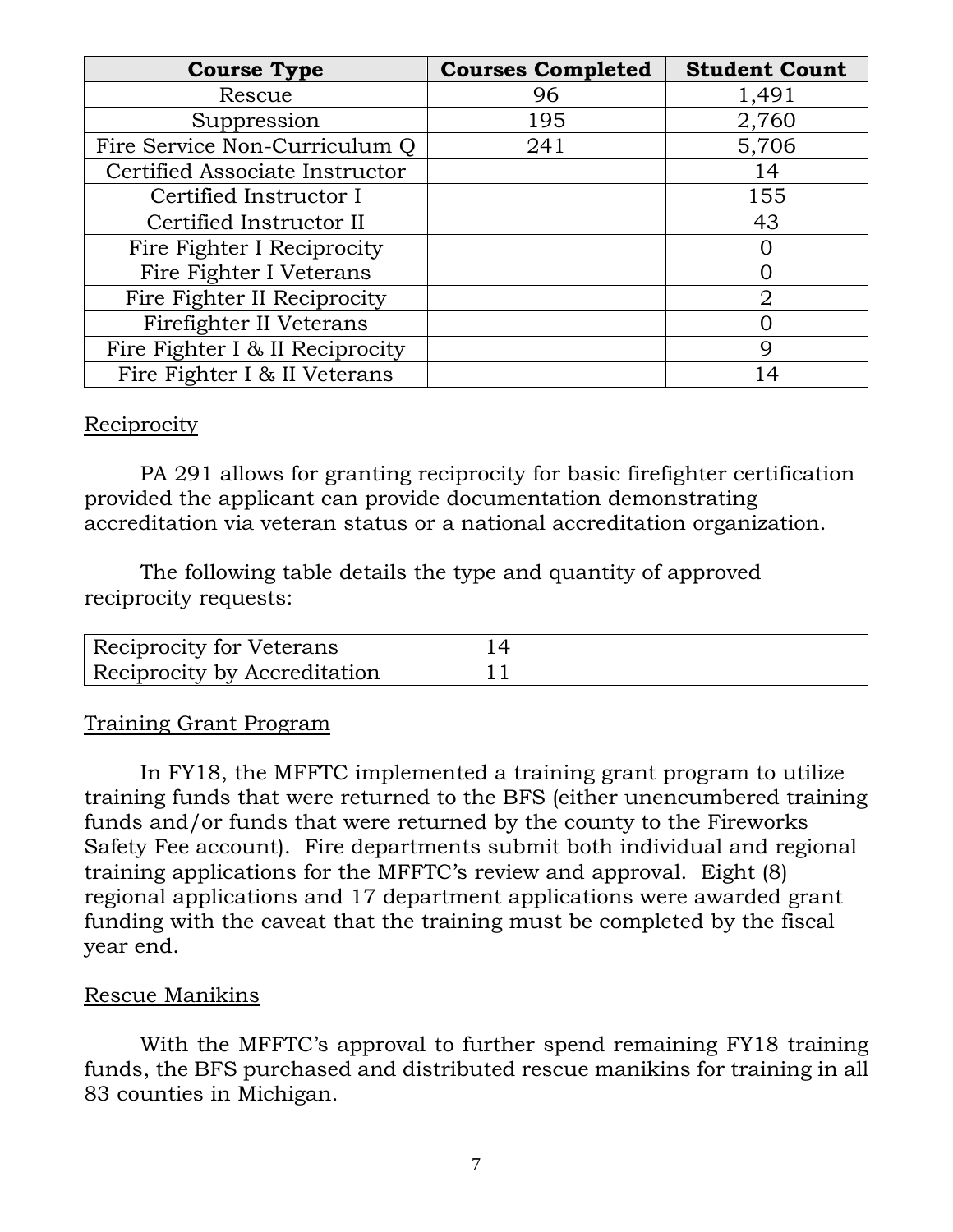| Course Type | Courses Completed | Student Count |
|---|---|---|
| Rescue | 96 | 1,491 |
| Suppression | 195 | 2,760 |
| Fire Service Non-Curriculum Q | 241 | 5,706 |
| Certified Associate Instructor | | 14 |
| Certified Instructor I | | 155 |
| Certified Instructor II | | 43 |
| Fire Fighter I Reciprocity | | 0 |
| Fire Fighter I Veterans | | 0 |
| Fire Fighter II Reciprocity | | 2 |
| Firefighter II Veterans | | 0 |
| Fire Fighter I & II Reciprocity | | 9 |
| Fire Fighter I & II Veterans | | 14 |

## Reciprocity

PA 291 allows for granting reciprocity for basic firefighter certification provided the applicant can provide documentation demonstrating accreditation via veteran status or a national accreditation organization.

The following table details the type and quantity of approved reciprocity requests:

| | |
|---|---|
| Reciprocity for Veterans | 14 |
| Reciprocity by Accreditation | 11 |

## Training Grant Program

In FY18, the MFFTC implemented a training grant program to utilize training funds that were returned to the BFS (either unencumbered training funds and/or funds that were returned by the county to the Fireworks Safety Fee account). Fire departments submit both individual and regional training applications for the MFFTC's review and approval. Eight (8) regional applications and 17 department applications were awarded grant funding with the caveat that the training must be completed by the fiscal year end.

## Rescue Manikins

With the MFFTC's approval to further spend remaining FY18 training funds, the BFS purchased and distributed rescue manikins for training in all 83 counties in Michigan.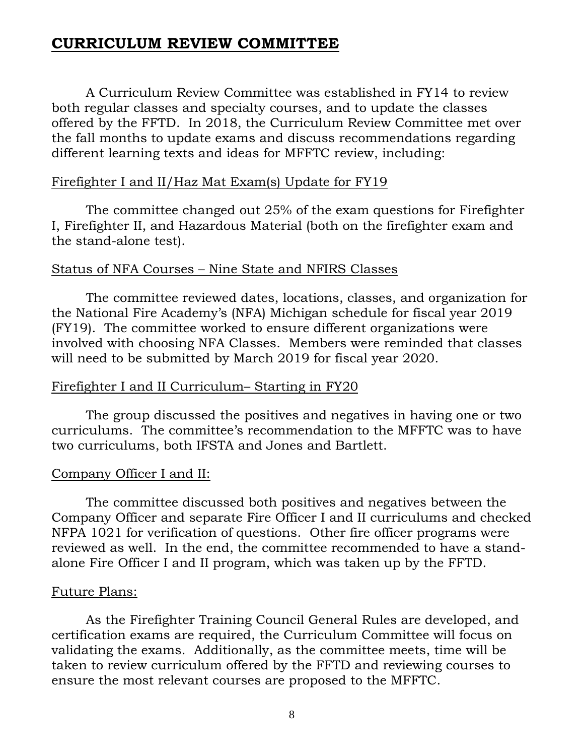## CURRICULUM REVIEW COMMITTEE

A Curriculum Review Committee was established in FY14 to review both regular classes and specialty courses, and to update the classes offered by the FFTD. In 2018, the Curriculum Review Committee met over the fall months to update exams and discuss recommendations regarding different learning texts and ideas for MFFTC review, including:

Firefighter I and II/Haz Mat Exam(s) Update for FY19

The committee changed out 25% of the exam questions for Firefighter I, Firefighter II, and Hazardous Material (both on the firefighter exam and the stand-alone test).

Status of NFA Courses – Nine State and NFIRS Classes

The committee reviewed dates, locations, classes, and organization for the National Fire Academy's (NFA) Michigan schedule for fiscal year 2019 (FY19). The committee worked to ensure different organizations were involved with choosing NFA Classes. Members were reminded that classes will need to be submitted by March 2019 for fiscal year 2020.

Firefighter I and II Curriculum– Starting in FY20

The group discussed the positives and negatives in having one or two curriculums. The committee's recommendation to the MFFTC was to have two curriculums, both IFSTA and Jones and Bartlett.

Company Officer I and II:

The committee discussed both positives and negatives between the Company Officer and separate Fire Officer I and II curriculums and checked NFPA 1021 for verification of questions. Other fire officer programs were reviewed as well. In the end, the committee recommended to have a stand-alone Fire Officer I and II program, which was taken up by the FFTD.

Future Plans:

As the Firefighter Training Council General Rules are developed, and certification exams are required, the Curriculum Committee will focus on validating the exams. Additionally, as the committee meets, time will be taken to review curriculum offered by the FFTD and reviewing courses to ensure the most relevant courses are proposed to the MFFTC.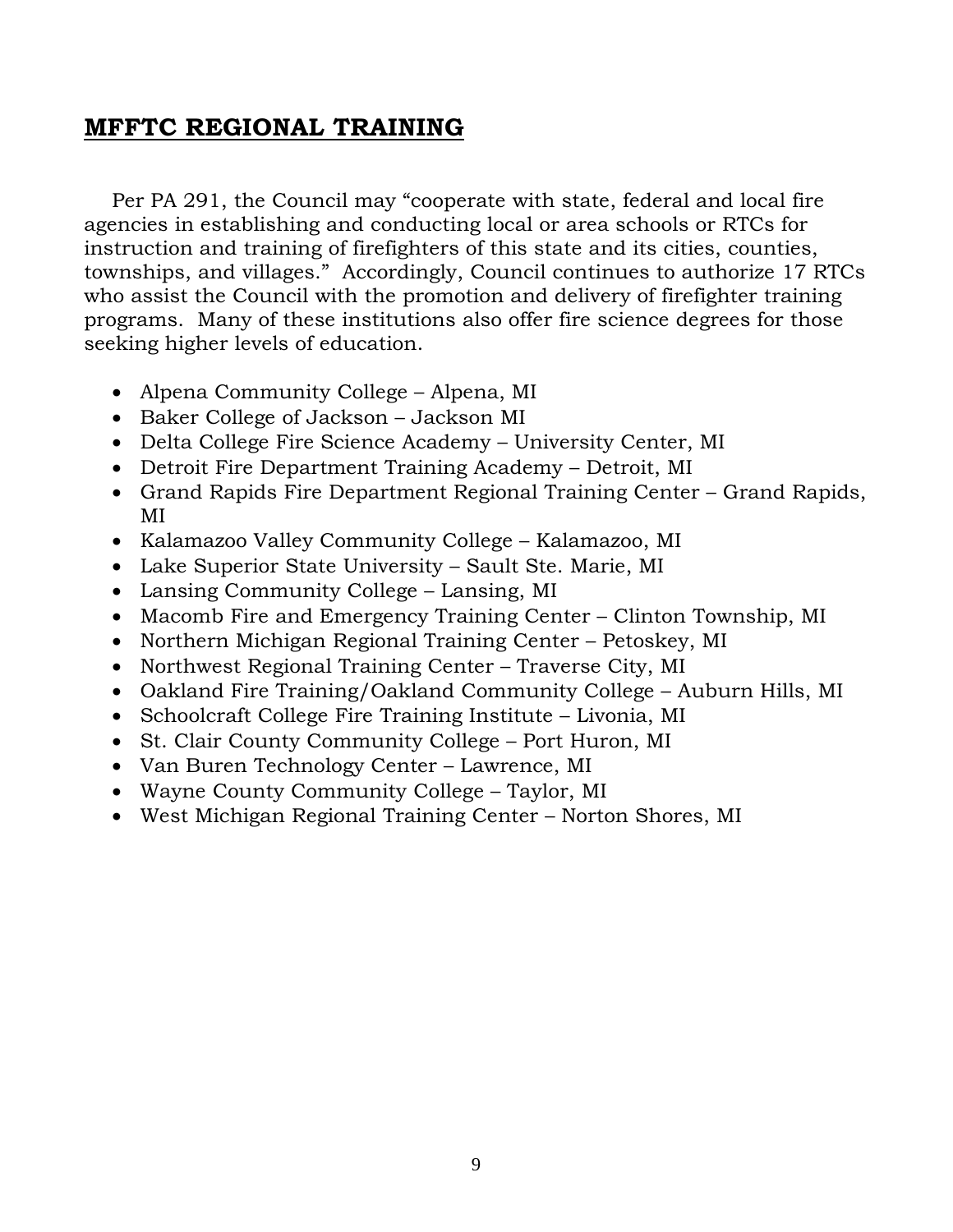## MFFTC REGIONAL TRAINING

Per PA 291, the Council may "cooperate with state, federal and local fire agencies in establishing and conducting local or area schools or RTCs for instruction and training of firefighters of this state and its cities, counties, townships, and villages." Accordingly, Council continues to authorize 17 RTCs who assist the Council with the promotion and delivery of firefighter training programs. Many of these institutions also offer fire science degrees for those seeking higher levels of education.

- Alpena Community College – Alpena, MI
- Baker College of Jackson – Jackson MI
- Delta College Fire Science Academy – University Center, MI
- Detroit Fire Department Training Academy – Detroit, MI
- Grand Rapids Fire Department Regional Training Center – Grand Rapids, MI
- Kalamazoo Valley Community College – Kalamazoo, MI
- Lake Superior State University – Sault Ste. Marie, MI
- Lansing Community College – Lansing, MI
- Macomb Fire and Emergency Training Center – Clinton Township, MI
- Northern Michigan Regional Training Center – Petoskey, MI
- Northwest Regional Training Center – Traverse City, MI
- Oakland Fire Training/Oakland Community College – Auburn Hills, MI
- Schoolcraft College Fire Training Institute – Livonia, MI
- St. Clair County Community College – Port Huron, MI
- Van Buren Technology Center – Lawrence, MI
- Wayne County Community College – Taylor, MI
- West Michigan Regional Training Center – Norton Shores, MI